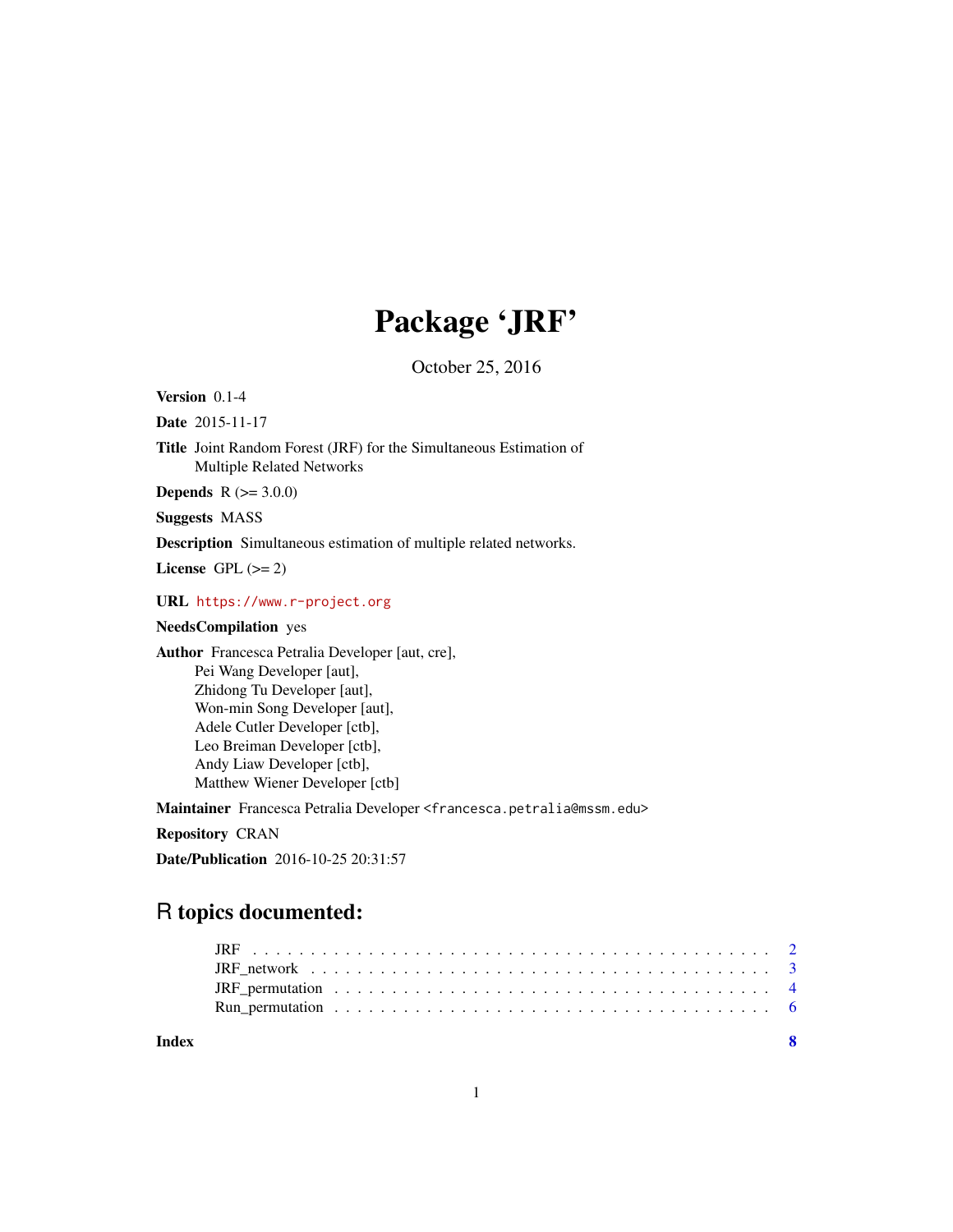# Package 'JRF'

October 25, 2016

**Version** 0.1-4

**Date** 2015-11-17

**Title** Joint Random Forest (JRF) for the Simultaneous Estimation of Multiple Related Networks

**Depends** R (>= 3.0.0)

**Suggests** MASS

**Description** Simultaneous estimation of multiple related networks.

**License** GPL (>= 2)

**URL** https://www.r-project.org

**NeedsCompilation** yes

**Author** Francesca Petralia Developer [aut, cre],
Pei Wang Developer [aut],
Zhidong Tu Developer [aut],
Won-min Song Developer [aut],
Adele Cutler Developer [ctb],
Leo Breiman Developer [ctb],
Andy Liaw Developer [ctb],
Matthew Wiener Developer [ctb]

**Maintainer** Francesca Petralia Developer <francesca.petralia@mssm.edu>

**Repository** CRAN

**Date/Publication** 2016-10-25 20:31:57

## R topics documented:

| | |
|---|---|
| JRF | 2 |
| JRF_network | 3 |
| JRF_permutation | 4 |
| Run_permutation | 6 |
| **Index** | **8** |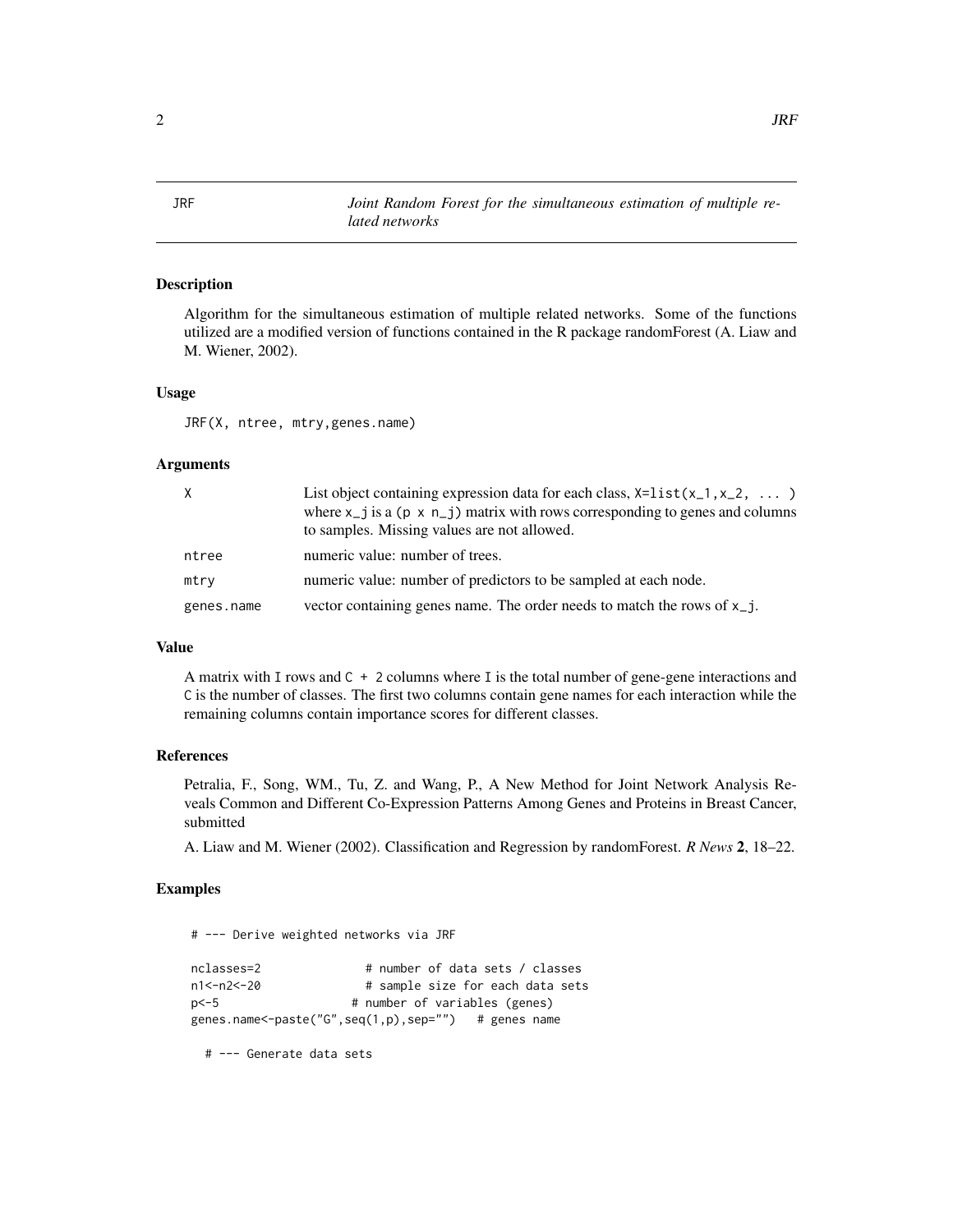# JRF — *Joint Random Forest for the simultaneous estimation of multiple related networks*

## Description

Algorithm for the simultaneous estimation of multiple related networks. Some of the functions utilized are a modified version of functions contained in the R package randomForest (A. Liaw and M. Wiener, 2002).

## Usage

```
JRF(X, ntree, mtry,genes.name)
```

## Arguments

| | |
|---|---|
| X | List object containing expression data for each class, `X=list(x_1,x_2, ... )` where `x_j` is a `(p x n_j)` matrix with rows corresponding to genes and columns to samples. Missing values are not allowed. |
| ntree | numeric value: number of trees. |
| mtry | numeric value: number of predictors to be sampled at each node. |
| genes.name | vector containing genes name. The order needs to match the rows of `x_j`. |

## Value

A matrix with `I` rows and `C + 2` columns where `I` is the total number of gene-gene interactions and `C` is the number of classes. The first two columns contain gene names for each interaction while the remaining columns contain importance scores for different classes.

## References

Petralia, F., Song, WM., Tu, Z. and Wang, P., A New Method for Joint Network Analysis Reveals Common and Different Co-Expression Patterns Among Genes and Proteins in Breast Cancer, submitted

A. Liaw and M. Wiener (2002). Classification and Regression by randomForest. *R News* **2**, 18–22.

## Examples

```
# --- Derive weighted networks via JRF

nclasses=2              # number of data sets / classes
n1<-n2<-20              # sample size for each data sets
p<-5                   # number of variables (genes)
genes.name<-paste("G",seq(1,p),sep="")   # genes name

  # --- Generate data sets
```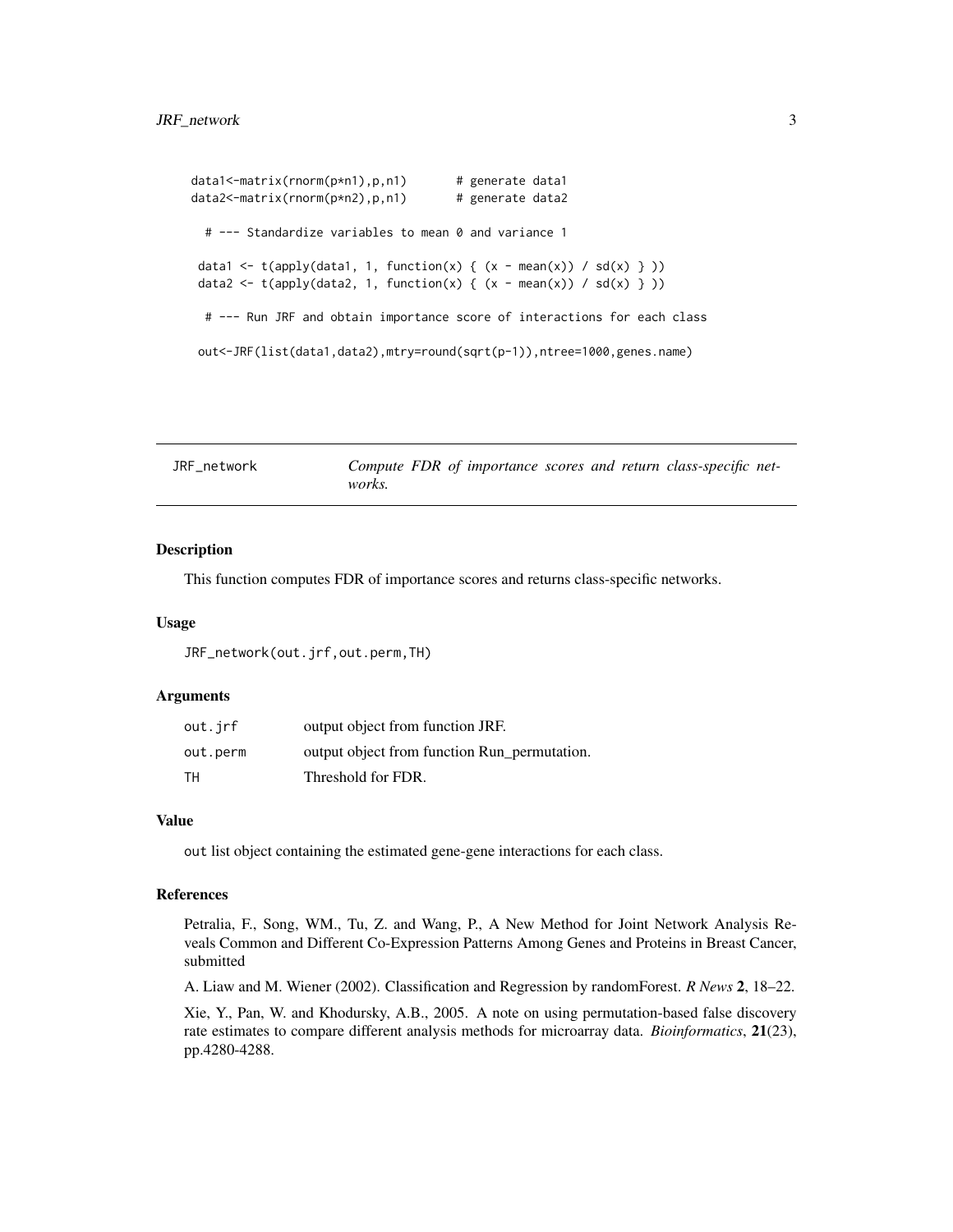```
data1<-matrix(rnorm(p*n1),p,n1)       # generate data1
data2<-matrix(rnorm(p*n2),p,n1)       # generate data2

  # --- Standardize variables to mean 0 and variance 1

 data1 <- t(apply(data1, 1, function(x) { (x - mean(x)) / sd(x) } ))
 data2 <- t(apply(data2, 1, function(x) { (x - mean(x)) / sd(x) } ))

  # --- Run JRF and obtain importance score of interactions for each class

 out<-JRF(list(data1,data2),mtry=round(sqrt(p-1)),ntree=1000,genes.name)
```

## JRF_network — *Compute FDR of importance scores and return class-specific networks.*

### Description

This function computes FDR of importance scores and returns class-specific networks.

### Usage

```
JRF_network(out.jrf,out.perm,TH)
```

### Arguments

| | |
|---|---|
| out.jrf | output object from function JRF. |
| out.perm | output object from function Run_permutation. |
| TH | Threshold for FDR. |

### Value

out list object containing the estimated gene-gene interactions for each class.

### References

Petralia, F., Song, WM., Tu, Z. and Wang, P., A New Method for Joint Network Analysis Reveals Common and Different Co-Expression Patterns Among Genes and Proteins in Breast Cancer, submitted

A. Liaw and M. Wiener (2002). Classification and Regression by randomForest. *R News* **2**, 18–22.

Xie, Y., Pan, W. and Khodursky, A.B., 2005. A note on using permutation-based false discovery rate estimates to compare different analysis methods for microarray data. *Bioinformatics*, **21**(23), pp.4280-4288.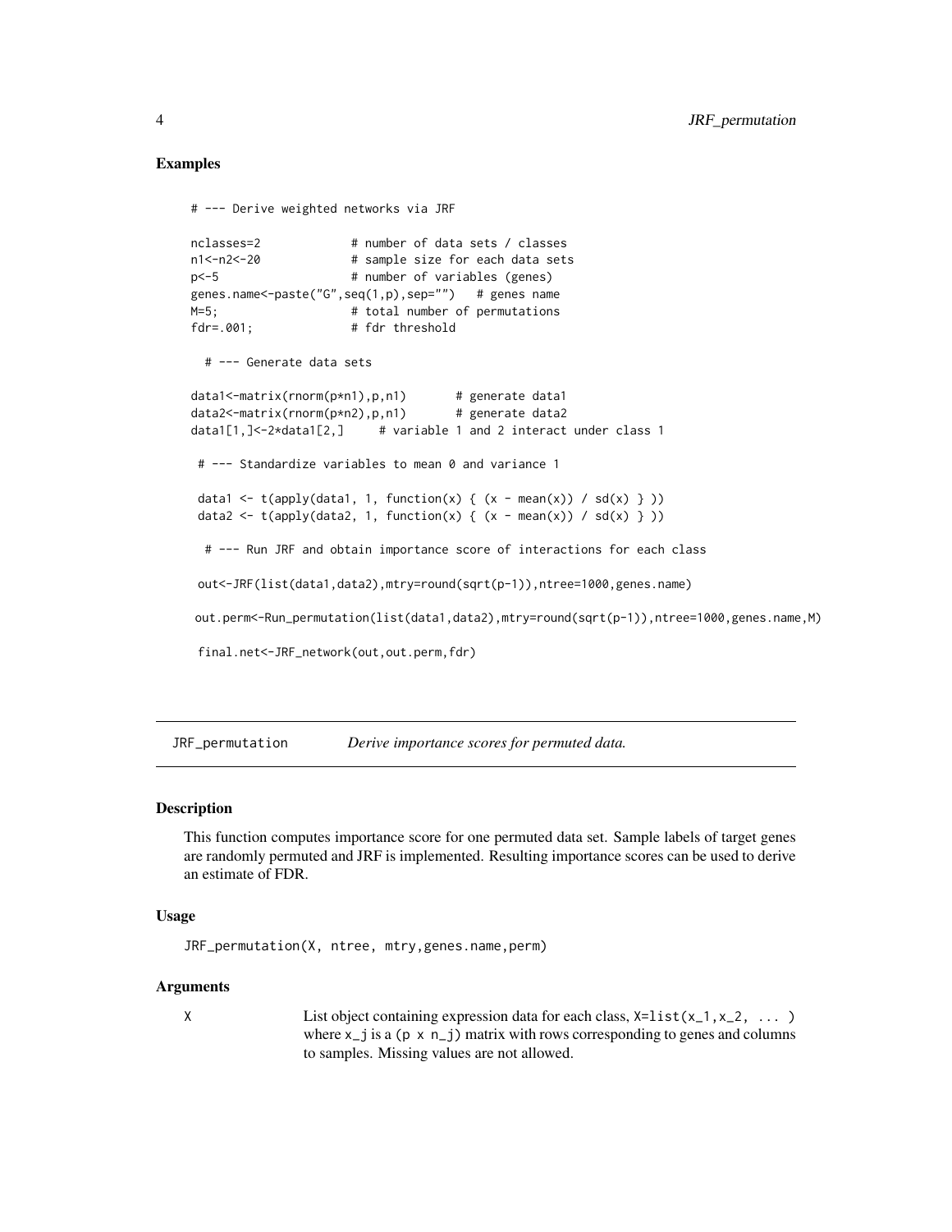## Examples

```
# --- Derive weighted networks via JRF

nclasses=2            # number of data sets / classes
n1<-n2<-20            # sample size for each data sets
p<-5                  # number of variables (genes)
genes.name<-paste("G",seq(1,p),sep="")   # genes name
M=5;                  # total number of permutations
fdr=.001;             # fdr threshold

  # --- Generate data sets

data1<-matrix(rnorm(p*n1),p,n1)       # generate data1
data2<-matrix(rnorm(p*n2),p,n1)       # generate data2
data1[1,]<-2*data1[2,]     # variable 1 and 2 interact under class 1

 # --- Standardize variables to mean 0 and variance 1

 data1 <- t(apply(data1, 1, function(x) { (x - mean(x)) / sd(x) } ))
 data2 <- t(apply(data2, 1, function(x) { (x - mean(x)) / sd(x) } ))

  # --- Run JRF and obtain importance score of interactions for each class

 out<-JRF(list(data1,data2),mtry=round(sqrt(p-1)),ntree=1000,genes.name)

out.perm<-Run_permutation(list(data1,data2),mtry=round(sqrt(p-1)),ntree=1000,genes.name,M)

 final.net<-JRF_network(out,out.perm,fdr)
```

---

`JRF_permutation` *Derive importance scores for permuted data.*

---

## Description

This function computes importance score for one permuted data set. Sample labels of target genes are randomly permuted and JRF is implemented. Resulting importance scores can be used to derive an estimate of FDR.

## Usage

```
JRF_permutation(X, ntree, mtry,genes.name,perm)
```

## Arguments

`X` List object containing expression data for each class, `X=list(x_1,x_2, ... )` where `x_j` is a `(p x n_j)` matrix with rows corresponding to genes and columns to samples. Missing values are not allowed.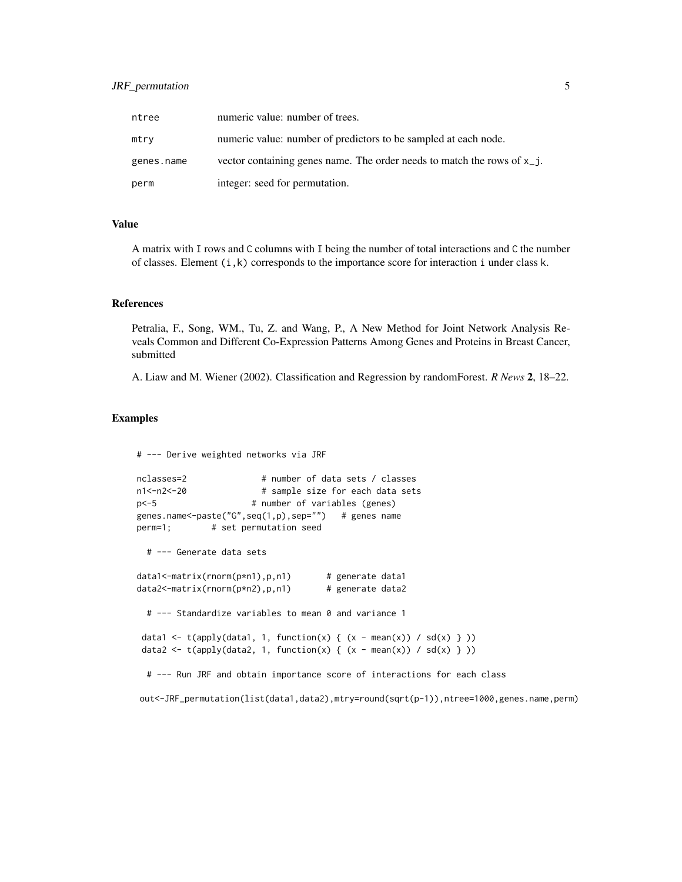| | |
|---|---|
| ntree | numeric value: number of trees. |
| mtry | numeric value: number of predictors to be sampled at each node. |
| genes.name | vector containing genes name. The order needs to match the rows of x_j. |
| perm | integer: seed for permutation. |

## Value

A matrix with I rows and C columns with I being the number of total interactions and C the number of classes. Element (i,k) corresponds to the importance score for interaction i under class k.

## References

Petralia, F., Song, WM., Tu, Z. and Wang, P., A New Method for Joint Network Analysis Reveals Common and Different Co-Expression Patterns Among Genes and Proteins in Breast Cancer, submitted

A. Liaw and M. Wiener (2002). Classification and Regression by randomForest. *R News* **2**, 18–22.

## Examples

```
# --- Derive weighted networks via JRF

nclasses=2              # number of data sets / classes
n1<-n2<-20              # sample size for each data sets
p<-5                  # number of variables (genes)
genes.name<-paste("G",seq(1,p),sep="")   # genes name
perm=1;        # set permutation seed

  # --- Generate data sets

data1<-matrix(rnorm(p*n1),p,n1)       # generate data1
data2<-matrix(rnorm(p*n2),p,n1)       # generate data2

  # --- Standardize variables to mean 0 and variance 1

 data1 <- t(apply(data1, 1, function(x) { (x - mean(x)) / sd(x) } ))
 data2 <- t(apply(data2, 1, function(x) { (x - mean(x)) / sd(x) } ))

  # --- Run JRF and obtain importance score of interactions for each class

 out<-JRF_permutation(list(data1,data2),mtry=round(sqrt(p-1)),ntree=1000,genes.name,perm)
```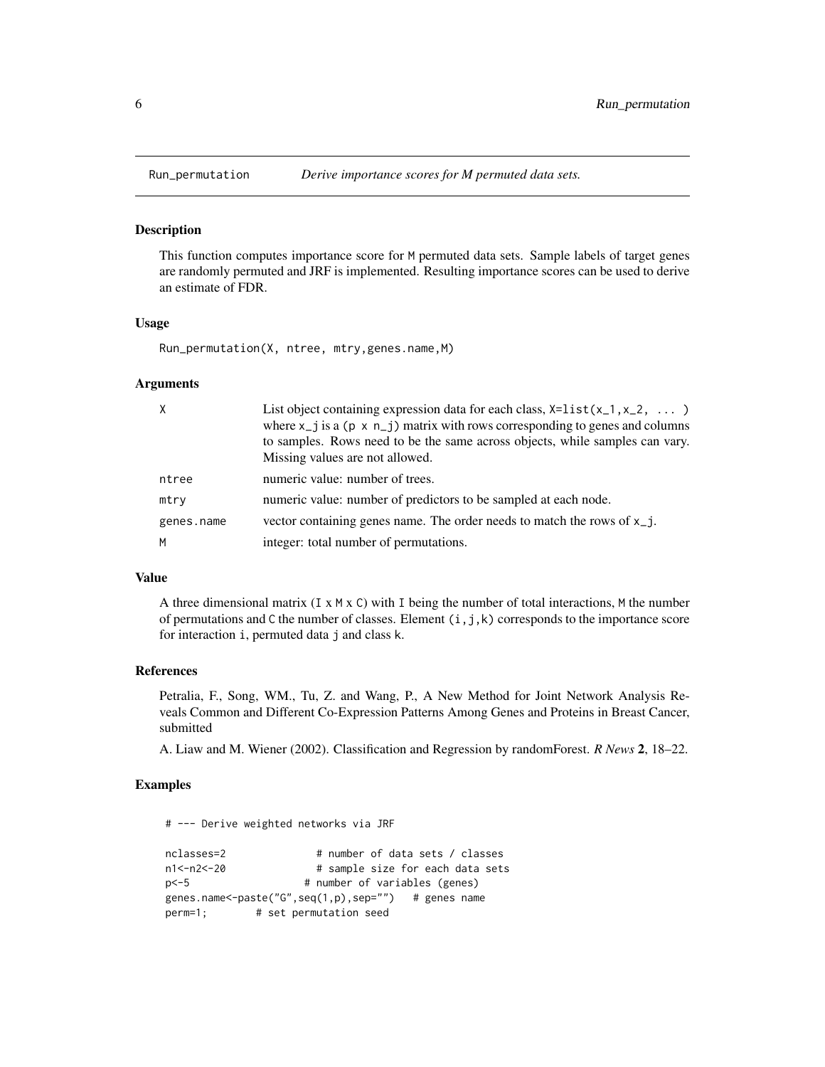## Run_permutation — *Derive importance scores for M permuted data sets.*

### Description

This function computes importance score for M permuted data sets. Sample labels of target genes are randomly permuted and JRF is implemented. Resulting importance scores can be used to derive an estimate of FDR.

### Usage

```
Run_permutation(X, ntree, mtry,genes.name,M)
```

### Arguments

| | |
|---|---|
| X | List object containing expression data for each class, X=list(x_1,x_2, ... ) where x_j is a (p x n_j) matrix with rows corresponding to genes and columns to samples. Rows need to be the same across objects, while samples can vary. Missing values are not allowed. |
| ntree | numeric value: number of trees. |
| mtry | numeric value: number of predictors to be sampled at each node. |
| genes.name | vector containing genes name. The order needs to match the rows of x_j. |
| M | integer: total number of permutations. |

### Value

A three dimensional matrix (I x M x C) with I being the number of total interactions, M the number of permutations and C the number of classes. Element (i,j,k) corresponds to the importance score for interaction i, permuted data j and class k.

### References

Petralia, F., Song, WM., Tu, Z. and Wang, P., A New Method for Joint Network Analysis Reveals Common and Different Co-Expression Patterns Among Genes and Proteins in Breast Cancer, submitted

A. Liaw and M. Wiener (2002). Classification and Regression by randomForest. *R News* **2**, 18–22.

### Examples

```
# --- Derive weighted networks via JRF

nclasses=2              # number of data sets / classes
n1<-n2<-20              # sample size for each data sets
p<-5                  # number of variables (genes)
genes.name<-paste("G",seq(1,p),sep="")   # genes name
perm=1;       # set permutation seed
```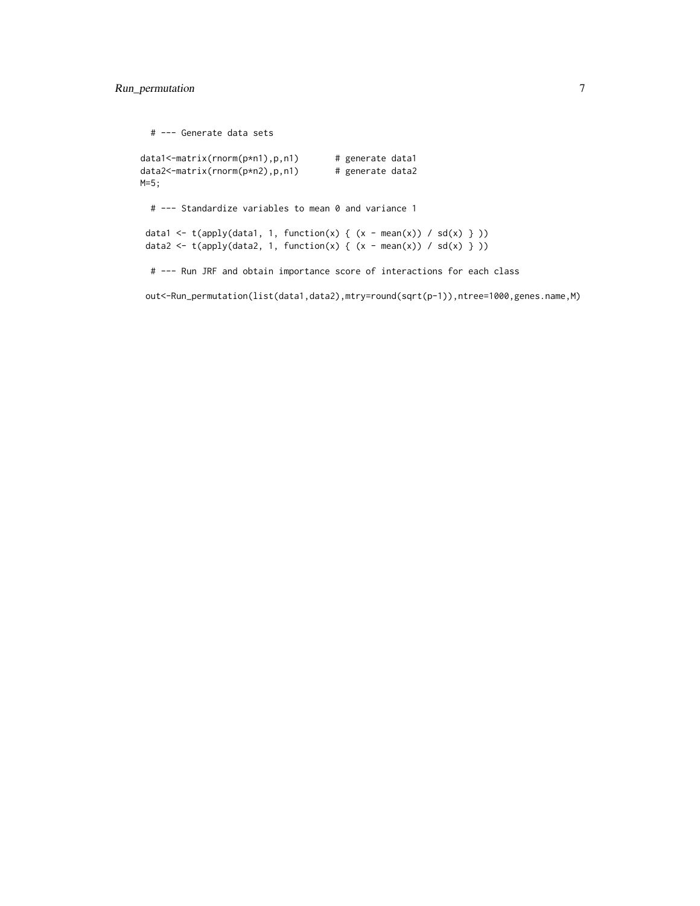```
  # --- Generate data sets

data1<-matrix(rnorm(p*n1),p,n1)       # generate data1
data2<-matrix(rnorm(p*n2),p,n1)       # generate data2
M=5;

  # --- Standardize variables to mean 0 and variance 1

 data1 <- t(apply(data1, 1, function(x) { (x - mean(x)) / sd(x) } ))
 data2 <- t(apply(data2, 1, function(x) { (x - mean(x)) / sd(x) } ))

  # --- Run JRF and obtain importance score of interactions for each class

 out<-Run_permutation(list(data1,data2),mtry=round(sqrt(p-1)),ntree=1000,genes.name,M)
```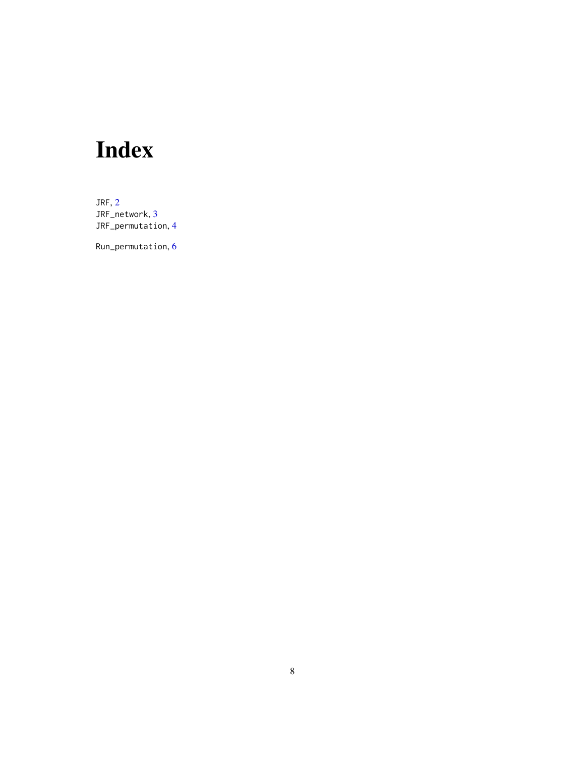# Index

JRF, 2
JRF_network, 3
JRF_permutation, 4

Run_permutation, 6